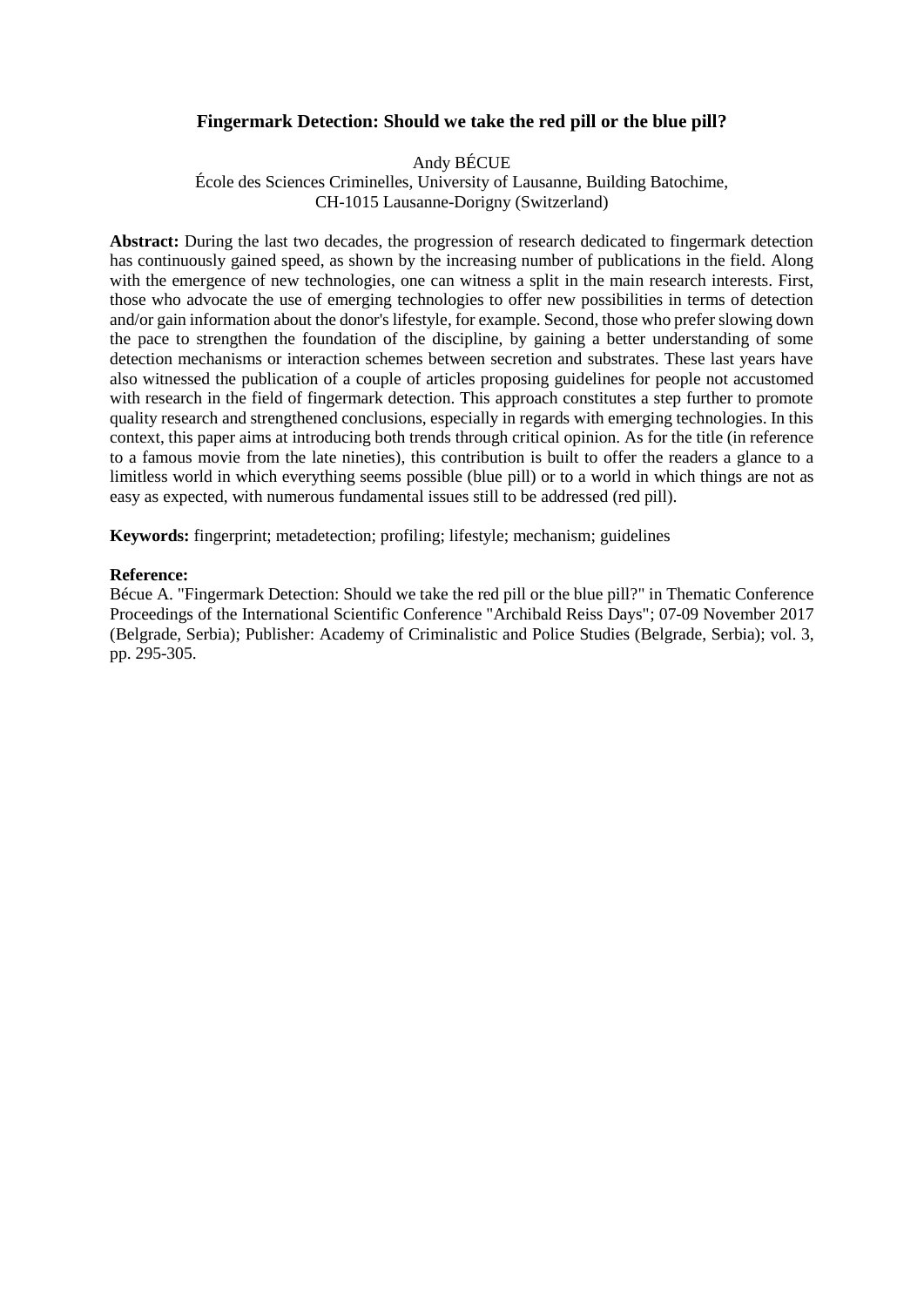# Fingermark Detection: Should we take the red pill or the blue pill?

Andy BÉCUE

École des Sciences Criminelles, University of Lausanne, Building Batochime, CH-1015 Lausanne-Dorigny (Switzerland)

**Abstract:** During the last two decades, the progression of research dedicated to fingermark detection has continuously gained speed, as shown by the increasing number of publications in the field. Along with the emergence of new technologies, one can witness a split in the main research interests. First, those who advocate the use of emerging technologies to offer new possibilities in terms of detection and/or gain information about the donor's lifestyle, for example. Second, those who prefer slowing down the pace to strengthen the foundation of the discipline, by gaining a better understanding of some detection mechanisms or interaction schemes between secretion and substrates. These last years have also witnessed the publication of a couple of articles proposing guidelines for people not accustomed with research in the field of fingermark detection. This approach constitutes a step further to promote quality research and strengthened conclusions, especially in regards with emerging technologies. In this context, this paper aims at introducing both trends through critical opinion. As for the title (in reference to a famous movie from the late nineties), this contribution is built to offer the readers a glance to a limitless world in which everything seems possible (blue pill) or to a world in which things are not as easy as expected, with numerous fundamental issues still to be addressed (red pill).

**Keywords:** fingerprint; metadetection; profiling; lifestyle; mechanism; guidelines

**Reference:**

Bécue A. "Fingermark Detection: Should we take the red pill or the blue pill?" in Thematic Conference Proceedings of the International Scientific Conference "Archibald Reiss Days"; 07-09 November 2017 (Belgrade, Serbia); Publisher: Academy of Criminalistic and Police Studies (Belgrade, Serbia); vol. 3, pp. 295-305.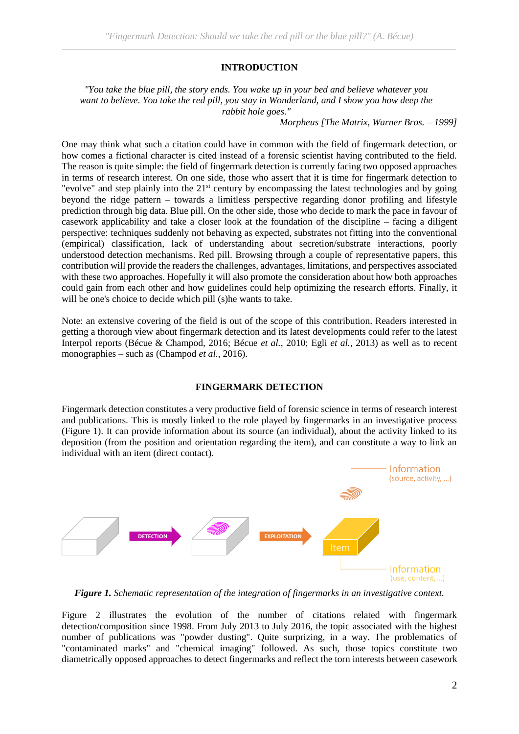## INTRODUCTION

*"You take the blue pill, the story ends. You wake up in your bed and believe whatever you want to believe. You take the red pill, you stay in Wonderland, and I show you how deep the rabbit hole goes."*

*Morpheus [The Matrix, Warner Bros. – 1999]*

One may think what such a citation could have in common with the field of fingermark detection, or how comes a fictional character is cited instead of a forensic scientist having contributed to the field. The reason is quite simple: the field of fingermark detection is currently facing two opposed approaches in terms of research interest. On one side, those who assert that it is time for fingermark detection to "evolve" and step plainly into the 21st century by encompassing the latest technologies and by going beyond the ridge pattern – towards a limitless perspective regarding donor profiling and lifestyle prediction through big data. Blue pill. On the other side, those who decide to mark the pace in favour of casework applicability and take a closer look at the foundation of the discipline – facing a diligent perspective: techniques suddenly not behaving as expected, substrates not fitting into the conventional (empirical) classification, lack of understanding about secretion/substrate interactions, poorly understood detection mechanisms. Red pill. Browsing through a couple of representative papers, this contribution will provide the readers the challenges, advantages, limitations, and perspectives associated with these two approaches. Hopefully it will also promote the consideration about how both approaches could gain from each other and how guidelines could help optimizing the research efforts. Finally, it will be one's choice to decide which pill (s)he wants to take.

Note: an extensive covering of the field is out of the scope of this contribution. Readers interested in getting a thorough view about fingermark detection and its latest developments could refer to the latest Interpol reports (Bécue & Champod, 2016; Bécue *et al.*, 2010; Egli *et al.*, 2013) as well as to recent monographies – such as (Champod *et al.*, 2016).

## FINGERMARK DETECTION

Fingermark detection constitutes a very productive field of forensic science in terms of research interest and publications. This is mostly linked to the role played by fingermarks in an investigative process (Figure 1). It can provide information about its source (an individual), about the activity linked to its deposition (from the position and orientation regarding the item), and can constitute a way to link an individual with an item (direct contact).

***Figure 1.*** *Schematic representation of the integration of fingermarks in an investigative context.*

Figure 2 illustrates the evolution of the number of citations related with fingermark detection/composition since 1998. From July 2013 to July 2016, the topic associated with the highest number of publications was "powder dusting". Quite surprizing, in a way. The problematics of "contaminated marks" and "chemical imaging" followed. As such, those topics constitute two diametrically opposed approaches to detect fingermarks and reflect the torn interests between casework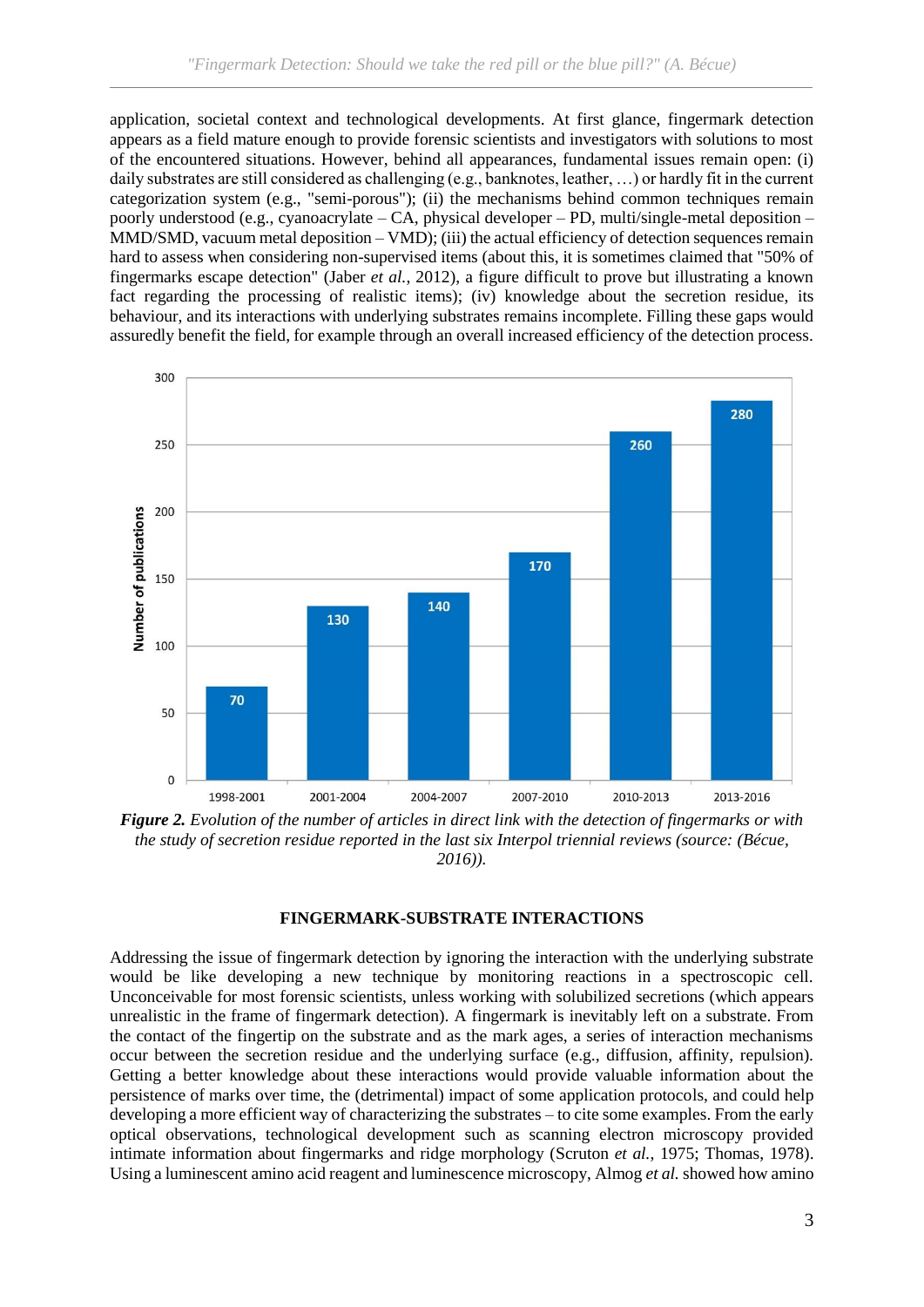application, societal context and technological developments. At first glance, fingermark detection appears as a field mature enough to provide forensic scientists and investigators with solutions to most of the encountered situations. However, behind all appearances, fundamental issues remain open: (i) daily substrates are still considered as challenging (e.g., banknotes, leather, …) or hardly fit in the current categorization system (e.g., "semi-porous"); (ii) the mechanisms behind common techniques remain poorly understood (e.g., cyanoacrylate – CA, physical developer – PD, multi/single-metal deposition – MMD/SMD, vacuum metal deposition – VMD); (iii) the actual efficiency of detection sequences remain hard to assess when considering non-supervised items (about this, it is sometimes claimed that "50% of fingermarks escape detection" (Jaber *et al.*, 2012), a figure difficult to prove but illustrating a known fact regarding the processing of realistic items); (iv) knowledge about the secretion residue, its behaviour, and its interactions with underlying substrates remains incomplete. Filling these gaps would assuredly benefit the field, for example through an overall increased efficiency of the detection process.

| Period | Number of publications |
|---|---|
| 1998-2001 | 70 |
| 2001-2004 | 130 |
| 2004-2007 | 140 |
| 2007-2010 | 170 |
| 2010-2013 | 260 |
| 2013-2016 | 280 |

***Figure 2.*** *Evolution of the number of articles in direct link with the detection of fingermarks or with the study of secretion residue reported in the last six Interpol triennial reviews (source: (Bécue, 2016)).*

## FINGERMARK-SUBSTRATE INTERACTIONS

Addressing the issue of fingermark detection by ignoring the interaction with the underlying substrate would be like developing a new technique by monitoring reactions in a spectroscopic cell. Unconceivable for most forensic scientists, unless working with solubilized secretions (which appears unrealistic in the frame of fingermark detection). A fingermark is inevitably left on a substrate. From the contact of the fingertip on the substrate and as the mark ages, a series of interaction mechanisms occur between the secretion residue and the underlying surface (e.g., diffusion, affinity, repulsion). Getting a better knowledge about these interactions would provide valuable information about the persistence of marks over time, the (detrimental) impact of some application protocols, and could help developing a more efficient way of characterizing the substrates – to cite some examples. From the early optical observations, technological development such as scanning electron microscopy provided intimate information about fingermarks and ridge morphology (Scruton *et al.*, 1975; Thomas, 1978). Using a luminescent amino acid reagent and luminescence microscopy, Almog *et al.* showed how amino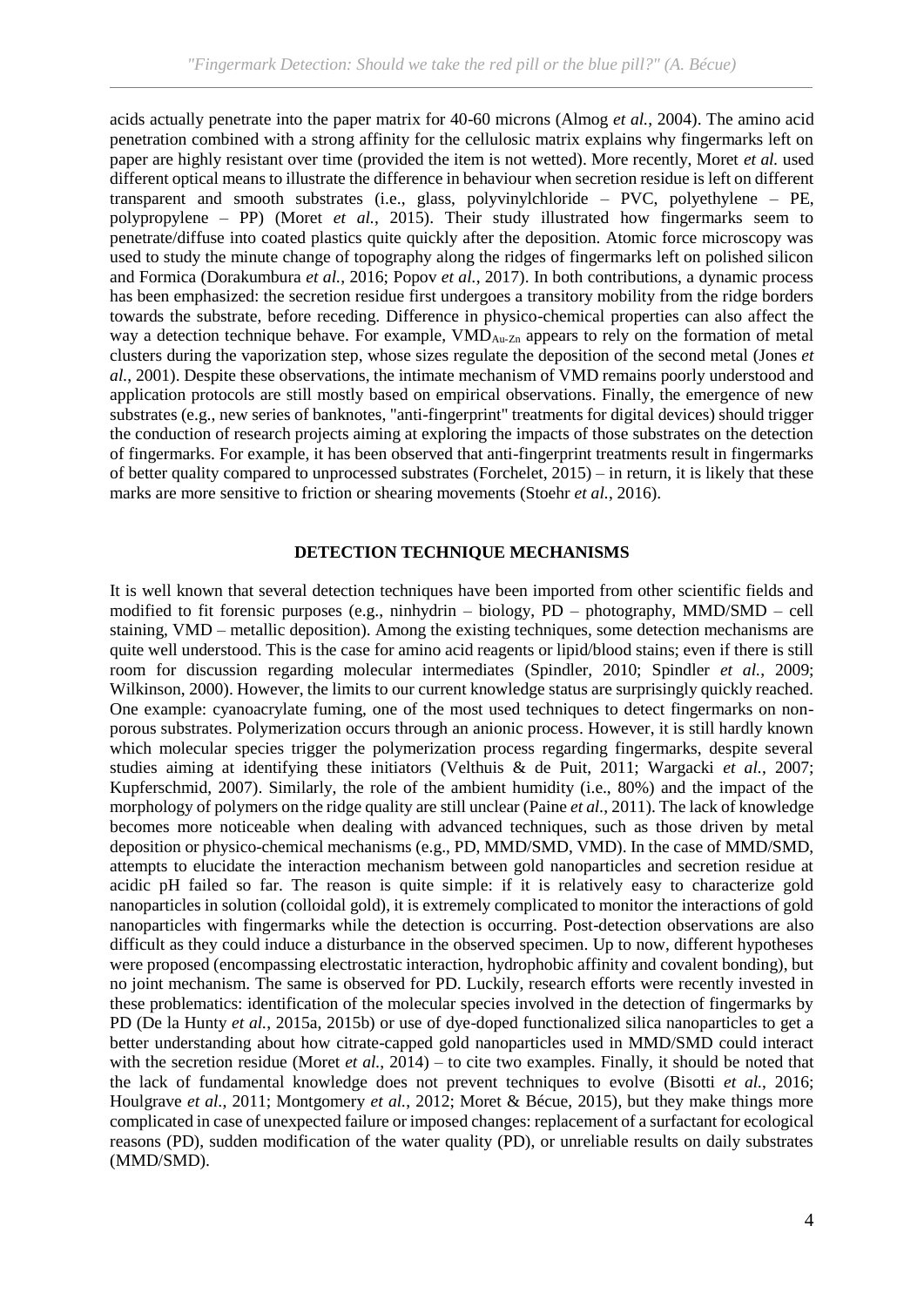acids actually penetrate into the paper matrix for 40-60 microns (Almog *et al.*, 2004). The amino acid penetration combined with a strong affinity for the cellulosic matrix explains why fingermarks left on paper are highly resistant over time (provided the item is not wetted). More recently, Moret *et al.* used different optical means to illustrate the difference in behaviour when secretion residue is left on different transparent and smooth substrates (i.e., glass, polyvinylchloride – PVC, polyethylene – PE, polypropylene – PP) (Moret *et al.*, 2015). Their study illustrated how fingermarks seem to penetrate/diffuse into coated plastics quite quickly after the deposition. Atomic force microscopy was used to study the minute change of topography along the ridges of fingermarks left on polished silicon and Formica (Dorakumbura *et al.*, 2016; Popov *et al.*, 2017). In both contributions, a dynamic process has been emphasized: the secretion residue first undergoes a transitory mobility from the ridge borders towards the substrate, before receding. Difference in physico-chemical properties can also affect the way a detection technique behave. For example, $VMD_{Au\text{-}Zn}$ appears to rely on the formation of metal clusters during the vaporization step, whose sizes regulate the deposition of the second metal (Jones *et al.*, 2001). Despite these observations, the intimate mechanism of VMD remains poorly understood and application protocols are still mostly based on empirical observations. Finally, the emergence of new substrates (e.g., new series of banknotes, "anti-fingerprint" treatments for digital devices) should trigger the conduction of research projects aiming at exploring the impacts of those substrates on the detection of fingermarks. For example, it has been observed that anti-fingerprint treatments result in fingermarks of better quality compared to unprocessed substrates (Forchelet, 2015) – in return, it is likely that these marks are more sensitive to friction or shearing movements (Stoehr *et al.*, 2016).

## DETECTION TECHNIQUE MECHANISMS

It is well known that several detection techniques have been imported from other scientific fields and modified to fit forensic purposes (e.g., ninhydrin – biology, PD – photography, MMD/SMD – cell staining, VMD – metallic deposition). Among the existing techniques, some detection mechanisms are quite well understood. This is the case for amino acid reagents or lipid/blood stains; even if there is still room for discussion regarding molecular intermediates (Spindler, 2010; Spindler *et al.*, 2009; Wilkinson, 2000). However, the limits to our current knowledge status are surprisingly quickly reached. One example: cyanoacrylate fuming, one of the most used techniques to detect fingermarks on non-porous substrates. Polymerization occurs through an anionic process. However, it is still hardly known which molecular species trigger the polymerization process regarding fingermarks, despite several studies aiming at identifying these initiators (Velthuis & de Puit, 2011; Wargacki *et al.*, 2007; Kupferschmid, 2007). Similarly, the role of the ambient humidity (i.e., 80%) and the impact of the morphology of polymers on the ridge quality are still unclear (Paine *et al.*, 2011). The lack of knowledge becomes more noticeable when dealing with advanced techniques, such as those driven by metal deposition or physico-chemical mechanisms (e.g., PD, MMD/SMD, VMD). In the case of MMD/SMD, attempts to elucidate the interaction mechanism between gold nanoparticles and secretion residue at acidic pH failed so far. The reason is quite simple: if it is relatively easy to characterize gold nanoparticles in solution (colloidal gold), it is extremely complicated to monitor the interactions of gold nanoparticles with fingermarks while the detection is occurring. Post-detection observations are also difficult as they could induce a disturbance in the observed specimen. Up to now, different hypotheses were proposed (encompassing electrostatic interaction, hydrophobic affinity and covalent bonding), but no joint mechanism. The same is observed for PD. Luckily, research efforts were recently invested in these problematics: identification of the molecular species involved in the detection of fingermarks by PD (De la Hunty *et al.*, 2015a, 2015b) or use of dye-doped functionalized silica nanoparticles to get a better understanding about how citrate-capped gold nanoparticles used in MMD/SMD could interact with the secretion residue (Moret *et al.*, 2014) – to cite two examples. Finally, it should be noted that the lack of fundamental knowledge does not prevent techniques to evolve (Bisotti *et al.*, 2016; Houlgrave *et al.*, 2011; Montgomery *et al.*, 2012; Moret & Bécue, 2015), but they make things more complicated in case of unexpected failure or imposed changes: replacement of a surfactant for ecological reasons (PD), sudden modification of the water quality (PD), or unreliable results on daily substrates (MMD/SMD).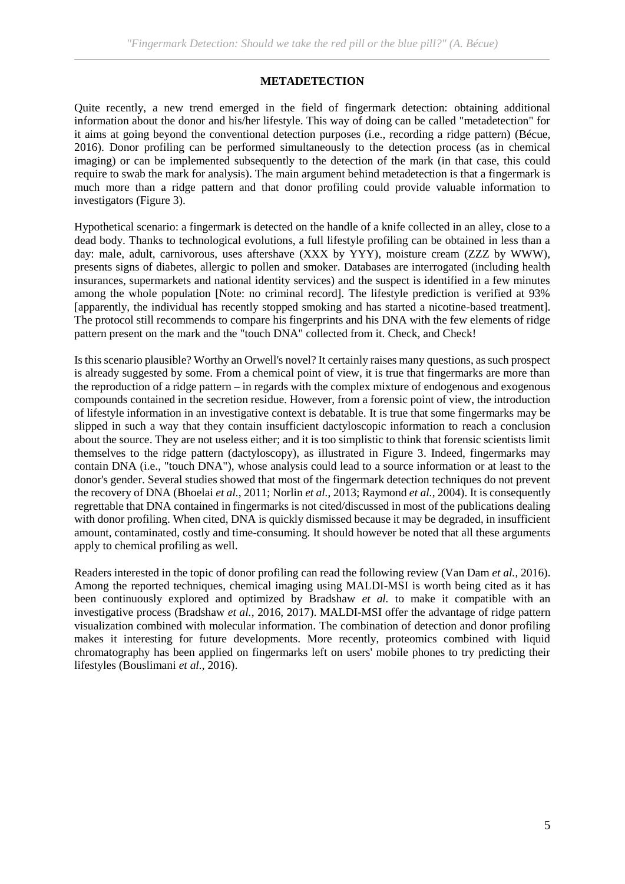## METADETECTION

Quite recently, a new trend emerged in the field of fingermark detection: obtaining additional information about the donor and his/her lifestyle. This way of doing can be called "metadetection" for it aims at going beyond the conventional detection purposes (i.e., recording a ridge pattern) (Bécue, 2016). Donor profiling can be performed simultaneously to the detection process (as in chemical imaging) or can be implemented subsequently to the detection of the mark (in that case, this could require to swab the mark for analysis). The main argument behind metadetection is that a fingermark is much more than a ridge pattern and that donor profiling could provide valuable information to investigators (Figure 3).

Hypothetical scenario: a fingermark is detected on the handle of a knife collected in an alley, close to a dead body. Thanks to technological evolutions, a full lifestyle profiling can be obtained in less than a day: male, adult, carnivorous, uses aftershave (XXX by YYY), moisture cream (ZZZ by WWW), presents signs of diabetes, allergic to pollen and smoker. Databases are interrogated (including health insurances, supermarkets and national identity services) and the suspect is identified in a few minutes among the whole population [Note: no criminal record]. The lifestyle prediction is verified at 93% [apparently, the individual has recently stopped smoking and has started a nicotine-based treatment]. The protocol still recommends to compare his fingerprints and his DNA with the few elements of ridge pattern present on the mark and the "touch DNA" collected from it. Check, and Check!

Is this scenario plausible? Worthy an Orwell's novel? It certainly raises many questions, as such prospect is already suggested by some. From a chemical point of view, it is true that fingermarks are more than the reproduction of a ridge pattern – in regards with the complex mixture of endogenous and exogenous compounds contained in the secretion residue. However, from a forensic point of view, the introduction of lifestyle information in an investigative context is debatable. It is true that some fingermarks may be slipped in such a way that they contain insufficient dactyloscopic information to reach a conclusion about the source. They are not useless either; and it is too simplistic to think that forensic scientists limit themselves to the ridge pattern (dactyloscopy), as illustrated in Figure 3. Indeed, fingermarks may contain DNA (i.e., "touch DNA"), whose analysis could lead to a source information or at least to the donor's gender. Several studies showed that most of the fingermark detection techniques do not prevent the recovery of DNA (Bhoelai *et al.*, 2011; Norlin *et al.*, 2013; Raymond *et al.*, 2004). It is consequently regrettable that DNA contained in fingermarks is not cited/discussed in most of the publications dealing with donor profiling. When cited, DNA is quickly dismissed because it may be degraded, in insufficient amount, contaminated, costly and time-consuming. It should however be noted that all these arguments apply to chemical profiling as well.

Readers interested in the topic of donor profiling can read the following review (Van Dam *et al.*, 2016). Among the reported techniques, chemical imaging using MALDI-MSI is worth being cited as it has been continuously explored and optimized by Bradshaw *et al.* to make it compatible with an investigative process (Bradshaw *et al.*, 2016, 2017). MALDI-MSI offer the advantage of ridge pattern visualization combined with molecular information. The combination of detection and donor profiling makes it interesting for future developments. More recently, proteomics combined with liquid chromatography has been applied on fingermarks left on users' mobile phones to try predicting their lifestyles (Bouslimani *et al.*, 2016).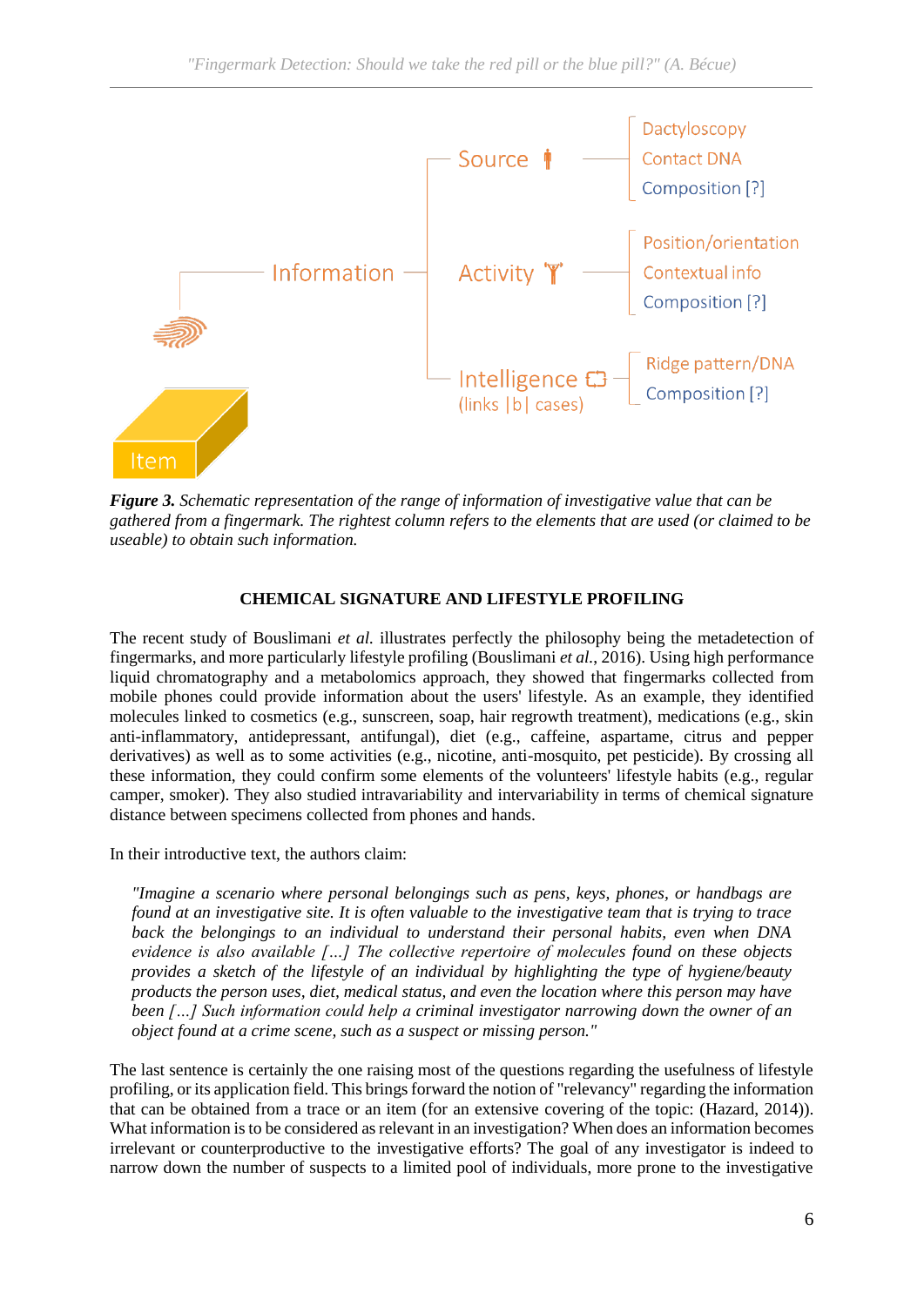*Figure 3. Schematic representation of the range of information of investigative value that can be gathered from a fingermark. The rightest column refers to the elements that are used (or claimed to be useable) to obtain such information.*

## CHEMICAL SIGNATURE AND LIFESTYLE PROFILING

The recent study of Bouslimani *et al.* illustrates perfectly the philosophy being the metadetection of fingermarks, and more particularly lifestyle profiling (Bouslimani *et al.*, 2016). Using high performance liquid chromatography and a metabolomics approach, they showed that fingermarks collected from mobile phones could provide information about the users' lifestyle. As an example, they identified molecules linked to cosmetics (e.g., sunscreen, soap, hair regrowth treatment), medications (e.g., skin anti-inflammatory, antidepressant, antifungal), diet (e.g., caffeine, aspartame, citrus and pepper derivatives) as well as to some activities (e.g., nicotine, anti-mosquito, pet pesticide). By crossing all these information, they could confirm some elements of the volunteers' lifestyle habits (e.g., regular camper, smoker). They also studied intravariability and intervariability in terms of chemical signature distance between specimens collected from phones and hands.

In their introductive text, the authors claim:

> *"Imagine a scenario where personal belongings such as pens, keys, phones, or handbags are found at an investigative site. It is often valuable to the investigative team that is trying to trace back the belongings to an individual to understand their personal habits, even when DNA evidence is also available […] The collective repertoire of molecules found on these objects provides a sketch of the lifestyle of an individual by highlighting the type of hygiene/beauty products the person uses, diet, medical status, and even the location where this person may have been […] Such information could help a criminal investigator narrowing down the owner of an object found at a crime scene, such as a suspect or missing person."*

The last sentence is certainly the one raising most of the questions regarding the usefulness of lifestyle profiling, or its application field. This brings forward the notion of "relevancy" regarding the information that can be obtained from a trace or an item (for an extensive covering of the topic: (Hazard, 2014)). What information is to be considered as relevant in an investigation? When does an information becomes irrelevant or counterproductive to the investigative efforts? The goal of any investigator is indeed to narrow down the number of suspects to a limited pool of individuals, more prone to the investigative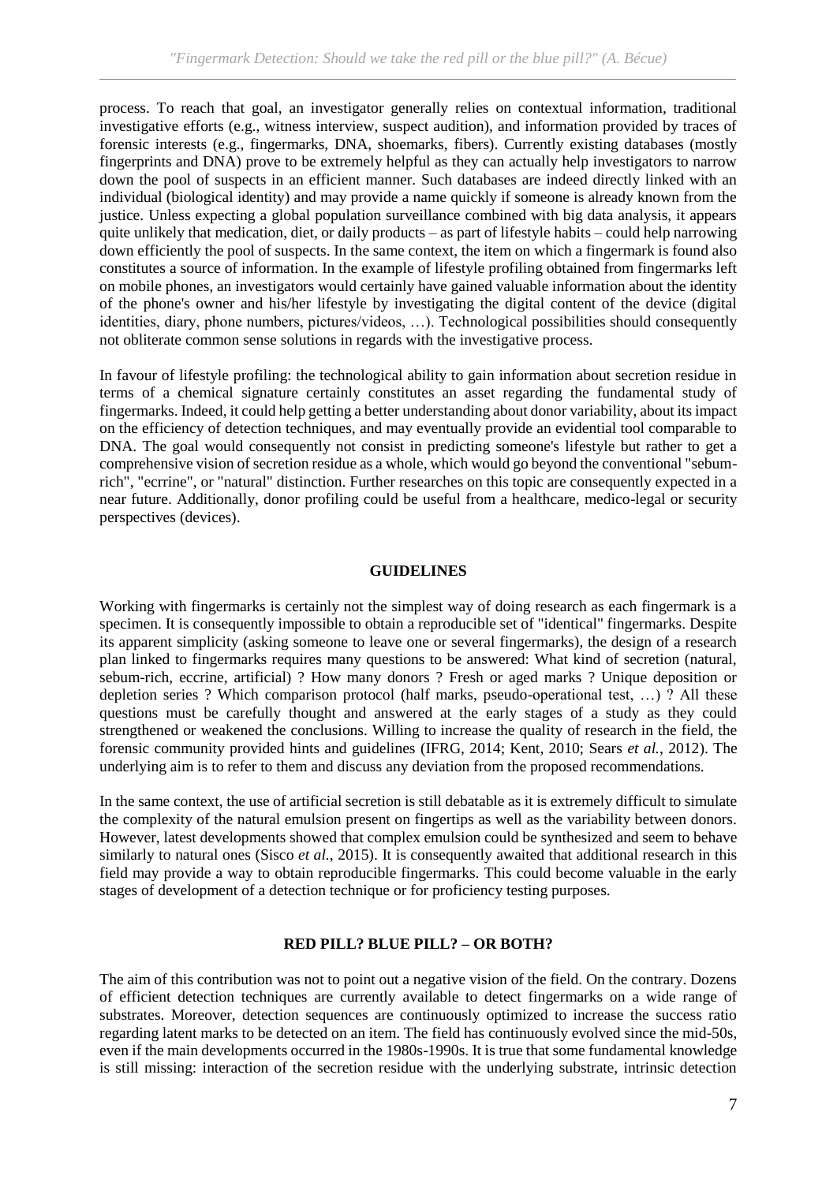process. To reach that goal, an investigator generally relies on contextual information, traditional investigative efforts (e.g., witness interview, suspect audition), and information provided by traces of forensic interests (e.g., fingermarks, DNA, shoemarks, fibers). Currently existing databases (mostly fingerprints and DNA) prove to be extremely helpful as they can actually help investigators to narrow down the pool of suspects in an efficient manner. Such databases are indeed directly linked with an individual (biological identity) and may provide a name quickly if someone is already known from the justice. Unless expecting a global population surveillance combined with big data analysis, it appears quite unlikely that medication, diet, or daily products – as part of lifestyle habits – could help narrowing down efficiently the pool of suspects. In the same context, the item on which a fingermark is found also constitutes a source of information. In the example of lifestyle profiling obtained from fingermarks left on mobile phones, an investigators would certainly have gained valuable information about the identity of the phone's owner and his/her lifestyle by investigating the digital content of the device (digital identities, diary, phone numbers, pictures/videos, …). Technological possibilities should consequently not obliterate common sense solutions in regards with the investigative process.

In favour of lifestyle profiling: the technological ability to gain information about secretion residue in terms of a chemical signature certainly constitutes an asset regarding the fundamental study of fingermarks. Indeed, it could help getting a better understanding about donor variability, about its impact on the efficiency of detection techniques, and may eventually provide an evidential tool comparable to DNA. The goal would consequently not consist in predicting someone's lifestyle but rather to get a comprehensive vision of secretion residue as a whole, which would go beyond the conventional "sebum-rich", "ecrrine", or "natural" distinction. Further researches on this topic are consequently expected in a near future. Additionally, donor profiling could be useful from a healthcare, medico-legal or security perspectives (devices).

## GUIDELINES

Working with fingermarks is certainly not the simplest way of doing research as each fingermark is a specimen. It is consequently impossible to obtain a reproducible set of "identical" fingermarks. Despite its apparent simplicity (asking someone to leave one or several fingermarks), the design of a research plan linked to fingermarks requires many questions to be answered: What kind of secretion (natural, sebum-rich, eccrine, artificial) ? How many donors ? Fresh or aged marks ? Unique deposition or depletion series ? Which comparison protocol (half marks, pseudo-operational test, …) ? All these questions must be carefully thought and answered at the early stages of a study as they could strengthened or weakened the conclusions. Willing to increase the quality of research in the field, the forensic community provided hints and guidelines (IFRG, 2014; Kent, 2010; Sears *et al.*, 2012). The underlying aim is to refer to them and discuss any deviation from the proposed recommendations.

In the same context, the use of artificial secretion is still debatable as it is extremely difficult to simulate the complexity of the natural emulsion present on fingertips as well as the variability between donors. However, latest developments showed that complex emulsion could be synthesized and seem to behave similarly to natural ones (Sisco *et al.*, 2015). It is consequently awaited that additional research in this field may provide a way to obtain reproducible fingermarks. This could become valuable in the early stages of development of a detection technique or for proficiency testing purposes.

## RED PILL? BLUE PILL? – OR BOTH?

The aim of this contribution was not to point out a negative vision of the field. On the contrary. Dozens of efficient detection techniques are currently available to detect fingermarks on a wide range of substrates. Moreover, detection sequences are continuously optimized to increase the success ratio regarding latent marks to be detected on an item. The field has continuously evolved since the mid-50s, even if the main developments occurred in the 1980s-1990s. It is true that some fundamental knowledge is still missing: interaction of the secretion residue with the underlying substrate, intrinsic detection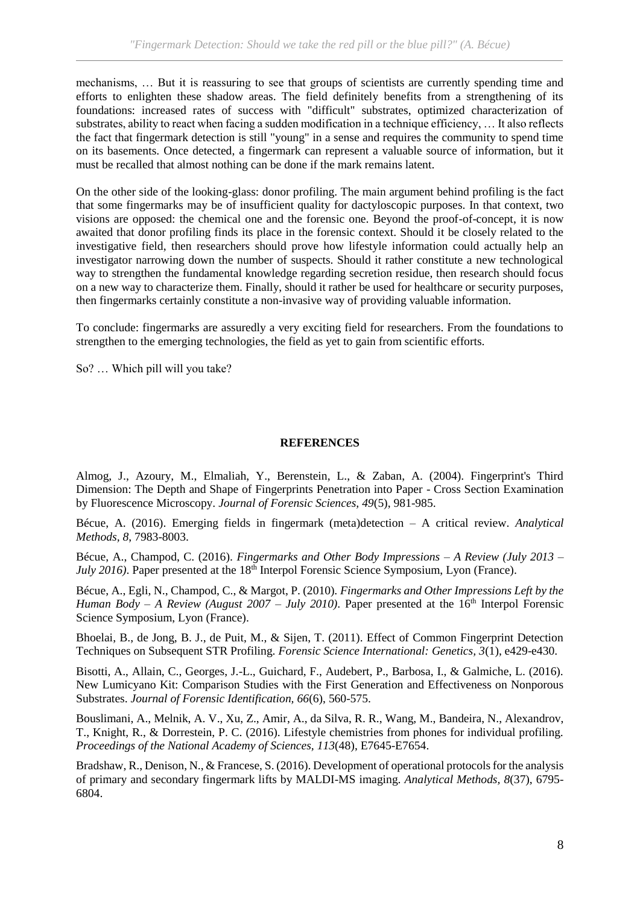mechanisms, … But it is reassuring to see that groups of scientists are currently spending time and efforts to enlighten these shadow areas. The field definitely benefits from a strengthening of its foundations: increased rates of success with "difficult" substrates, optimized characterization of substrates, ability to react when facing a sudden modification in a technique efficiency, … It also reflects the fact that fingermark detection is still "young" in a sense and requires the community to spend time on its basements. Once detected, a fingermark can represent a valuable source of information, but it must be recalled that almost nothing can be done if the mark remains latent.

On the other side of the looking-glass: donor profiling. The main argument behind profiling is the fact that some fingermarks may be of insufficient quality for dactyloscopic purposes. In that context, two visions are opposed: the chemical one and the forensic one. Beyond the proof-of-concept, it is now awaited that donor profiling finds its place in the forensic context. Should it be closely related to the investigative field, then researchers should prove how lifestyle information could actually help an investigator narrowing down the number of suspects. Should it rather constitute a new technological way to strengthen the fundamental knowledge regarding secretion residue, then research should focus on a new way to characterize them. Finally, should it rather be used for healthcare or security purposes, then fingermarks certainly constitute a non-invasive way of providing valuable information.

To conclude: fingermarks are assuredly a very exciting field for researchers. From the foundations to strengthen to the emerging technologies, the field as yet to gain from scientific efforts.

So? … Which pill will you take?

## REFERENCES

Almog, J., Azoury, M., Elmaliah, Y., Berenstein, L., & Zaban, A. (2004). Fingerprint's Third Dimension: The Depth and Shape of Fingerprints Penetration into Paper - Cross Section Examination by Fluorescence Microscopy. *Journal of Forensic Sciences, 49*(5), 981-985.

Bécue, A. (2016). Emerging fields in fingermark (meta)detection – A critical review. *Analytical Methods, 8*, 7983-8003.

Bécue, A., Champod, C. (2016). *Fingermarks and Other Body Impressions – A Review (July 2013 – July 2016)*. Paper presented at the 18th Interpol Forensic Science Symposium, Lyon (France).

Bécue, A., Egli, N., Champod, C., & Margot, P. (2010). *Fingermarks and Other Impressions Left by the Human Body – A Review (August 2007 – July 2010)*. Paper presented at the 16th Interpol Forensic Science Symposium, Lyon (France).

Bhoelai, B., de Jong, B. J., de Puit, M., & Sijen, T. (2011). Effect of Common Fingerprint Detection Techniques on Subsequent STR Profiling. *Forensic Science International: Genetics, 3*(1), e429-e430.

Bisotti, A., Allain, C., Georges, J.-L., Guichard, F., Audebert, P., Barbosa, I., & Galmiche, L. (2016). New Lumicyano Kit: Comparison Studies with the First Generation and Effectiveness on Nonporous Substrates. *Journal of Forensic Identification, 66*(6), 560-575.

Bouslimani, A., Melnik, A. V., Xu, Z., Amir, A., da Silva, R. R., Wang, M., Bandeira, N., Alexandrov, T., Knight, R., & Dorrestein, P. C. (2016). Lifestyle chemistries from phones for individual profiling. *Proceedings of the National Academy of Sciences, 113*(48), E7645-E7654.

Bradshaw, R., Denison, N., & Francese, S. (2016). Development of operational protocols for the analysis of primary and secondary fingermark lifts by MALDI-MS imaging. *Analytical Methods, 8*(37), 6795-6804.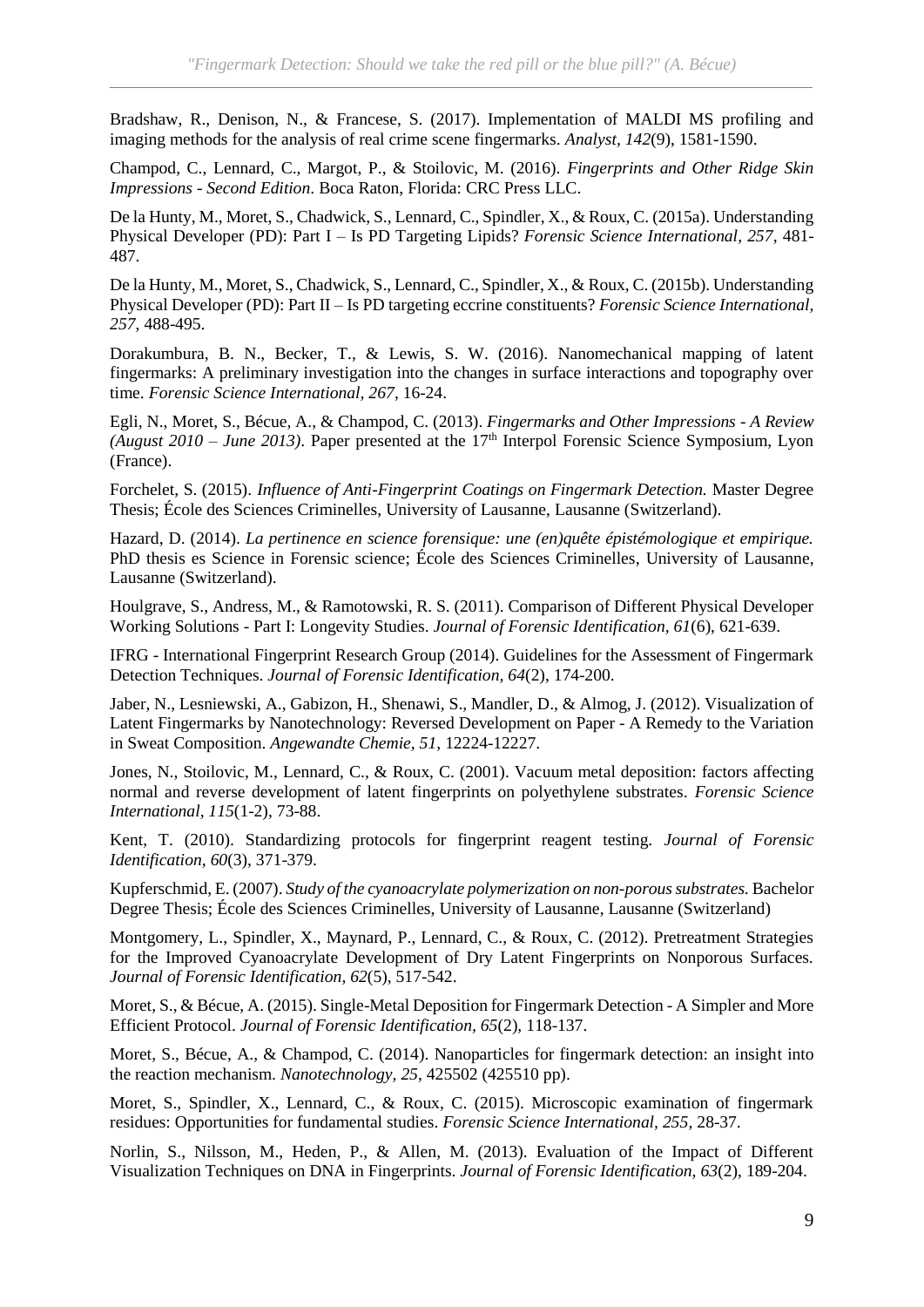Bradshaw, R., Denison, N., & Francese, S. (2017). Implementation of MALDI MS profiling and imaging methods for the analysis of real crime scene fingermarks. *Analyst, 142*(9), 1581-1590.

Champod, C., Lennard, C., Margot, P., & Stoilovic, M. (2016). *Fingerprints and Other Ridge Skin Impressions - Second Edition*. Boca Raton, Florida: CRC Press LLC.

De la Hunty, M., Moret, S., Chadwick, S., Lennard, C., Spindler, X., & Roux, C. (2015a). Understanding Physical Developer (PD): Part I – Is PD Targeting Lipids? *Forensic Science International, 257*, 481-487.

De la Hunty, M., Moret, S., Chadwick, S., Lennard, C., Spindler, X., & Roux, C. (2015b). Understanding Physical Developer (PD): Part II – Is PD targeting eccrine constituents? *Forensic Science International, 257*, 488-495.

Dorakumbura, B. N., Becker, T., & Lewis, S. W. (2016). Nanomechanical mapping of latent fingermarks: A preliminary investigation into the changes in surface interactions and topography over time. *Forensic Science International, 267*, 16-24.

Egli, N., Moret, S., Bécue, A., & Champod, C. (2013). *Fingermarks and Other Impressions - A Review (August 2010 – June 2013)*. Paper presented at the 17th Interpol Forensic Science Symposium, Lyon (France).

Forchelet, S. (2015). *Influence of Anti-Fingerprint Coatings on Fingermark Detection.* Master Degree Thesis; École des Sciences Criminelles, University of Lausanne, Lausanne (Switzerland).

Hazard, D. (2014). *La pertinence en science forensique: une (en)quête épistémologique et empirique.* PhD thesis es Science in Forensic science; École des Sciences Criminelles, University of Lausanne, Lausanne (Switzerland).

Houlgrave, S., Andress, M., & Ramotowski, R. S. (2011). Comparison of Different Physical Developer Working Solutions - Part I: Longevity Studies. *Journal of Forensic Identification, 61*(6), 621-639.

IFRG - International Fingerprint Research Group (2014). Guidelines for the Assessment of Fingermark Detection Techniques. *Journal of Forensic Identification, 64*(2), 174-200.

Jaber, N., Lesniewski, A., Gabizon, H., Shenawi, S., Mandler, D., & Almog, J. (2012). Visualization of Latent Fingermarks by Nanotechnology: Reversed Development on Paper - A Remedy to the Variation in Sweat Composition. *Angewandte Chemie, 51*, 12224-12227.

Jones, N., Stoilovic, M., Lennard, C., & Roux, C. (2001). Vacuum metal deposition: factors affecting normal and reverse development of latent fingerprints on polyethylene substrates. *Forensic Science International, 115*(1-2), 73-88.

Kent, T. (2010). Standardizing protocols for fingerprint reagent testing. *Journal of Forensic Identification, 60*(3), 371-379.

Kupferschmid, E. (2007). *Study of the cyanoacrylate polymerization on non-porous substrates.* Bachelor Degree Thesis; École des Sciences Criminelles, University of Lausanne, Lausanne (Switzerland)

Montgomery, L., Spindler, X., Maynard, P., Lennard, C., & Roux, C. (2012). Pretreatment Strategies for the Improved Cyanoacrylate Development of Dry Latent Fingerprints on Nonporous Surfaces. *Journal of Forensic Identification, 62*(5), 517-542.

Moret, S., & Bécue, A. (2015). Single-Metal Deposition for Fingermark Detection - A Simpler and More Efficient Protocol. *Journal of Forensic Identification, 65*(2), 118-137.

Moret, S., Bécue, A., & Champod, C. (2014). Nanoparticles for fingermark detection: an insight into the reaction mechanism. *Nanotechnology, 25*, 425502 (425510 pp).

Moret, S., Spindler, X., Lennard, C., & Roux, C. (2015). Microscopic examination of fingermark residues: Opportunities for fundamental studies. *Forensic Science International, 255*, 28-37.

Norlin, S., Nilsson, M., Heden, P., & Allen, M. (2013). Evaluation of the Impact of Different Visualization Techniques on DNA in Fingerprints. *Journal of Forensic Identification, 63*(2), 189-204.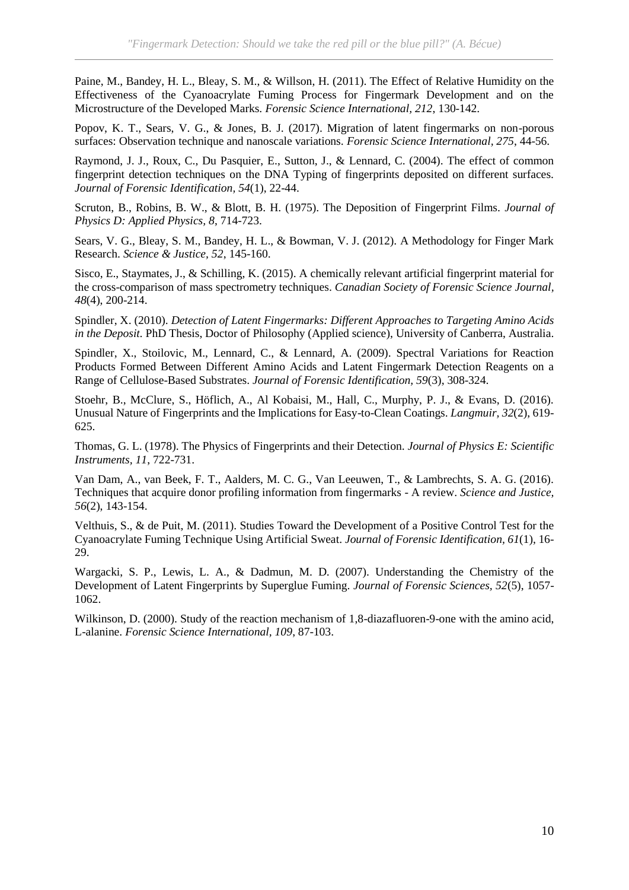Paine, M., Bandey, H. L., Bleay, S. M., & Willson, H. (2011). The Effect of Relative Humidity on the Effectiveness of the Cyanoacrylate Fuming Process for Fingermark Development and on the Microstructure of the Developed Marks. *Forensic Science International, 212*, 130-142.

Popov, K. T., Sears, V. G., & Jones, B. J. (2017). Migration of latent fingermarks on non-porous surfaces: Observation technique and nanoscale variations. *Forensic Science International, 275*, 44-56.

Raymond, J. J., Roux, C., Du Pasquier, E., Sutton, J., & Lennard, C. (2004). The effect of common fingerprint detection techniques on the DNA Typing of fingerprints deposited on different surfaces. *Journal of Forensic Identification, 54*(1), 22-44.

Scruton, B., Robins, B. W., & Blott, B. H. (1975). The Deposition of Fingerprint Films. *Journal of Physics D: Applied Physics, 8*, 714-723.

Sears, V. G., Bleay, S. M., Bandey, H. L., & Bowman, V. J. (2012). A Methodology for Finger Mark Research. *Science & Justice, 52*, 145-160.

Sisco, E., Staymates, J., & Schilling, K. (2015). A chemically relevant artificial fingerprint material for the cross-comparison of mass spectrometry techniques. *Canadian Society of Forensic Science Journal, 48*(4), 200-214.

Spindler, X. (2010). *Detection of Latent Fingermarks: Different Approaches to Targeting Amino Acids in the Deposit.* PhD Thesis, Doctor of Philosophy (Applied science), University of Canberra, Australia.

Spindler, X., Stoilovic, M., Lennard, C., & Lennard, A. (2009). Spectral Variations for Reaction Products Formed Between Different Amino Acids and Latent Fingermark Detection Reagents on a Range of Cellulose-Based Substrates. *Journal of Forensic Identification, 59*(3), 308-324.

Stoehr, B., McClure, S., Höflich, A., Al Kobaisi, M., Hall, C., Murphy, P. J., & Evans, D. (2016). Unusual Nature of Fingerprints and the Implications for Easy-to-Clean Coatings. *Langmuir, 32*(2), 619-625.

Thomas, G. L. (1978). The Physics of Fingerprints and their Detection. *Journal of Physics E: Scientific Instruments, 11*, 722-731.

Van Dam, A., van Beek, F. T., Aalders, M. C. G., Van Leeuwen, T., & Lambrechts, S. A. G. (2016). Techniques that acquire donor profiling information from fingermarks - A review. *Science and Justice, 56*(2), 143-154.

Velthuis, S., & de Puit, M. (2011). Studies Toward the Development of a Positive Control Test for the Cyanoacrylate Fuming Technique Using Artificial Sweat. *Journal of Forensic Identification, 61*(1), 16-29.

Wargacki, S. P., Lewis, L. A., & Dadmun, M. D. (2007). Understanding the Chemistry of the Development of Latent Fingerprints by Superglue Fuming. *Journal of Forensic Sciences, 52*(5), 1057-1062.

Wilkinson, D. (2000). Study of the reaction mechanism of 1,8-diazafluoren-9-one with the amino acid, L-alanine. *Forensic Science International, 109*, 87-103.